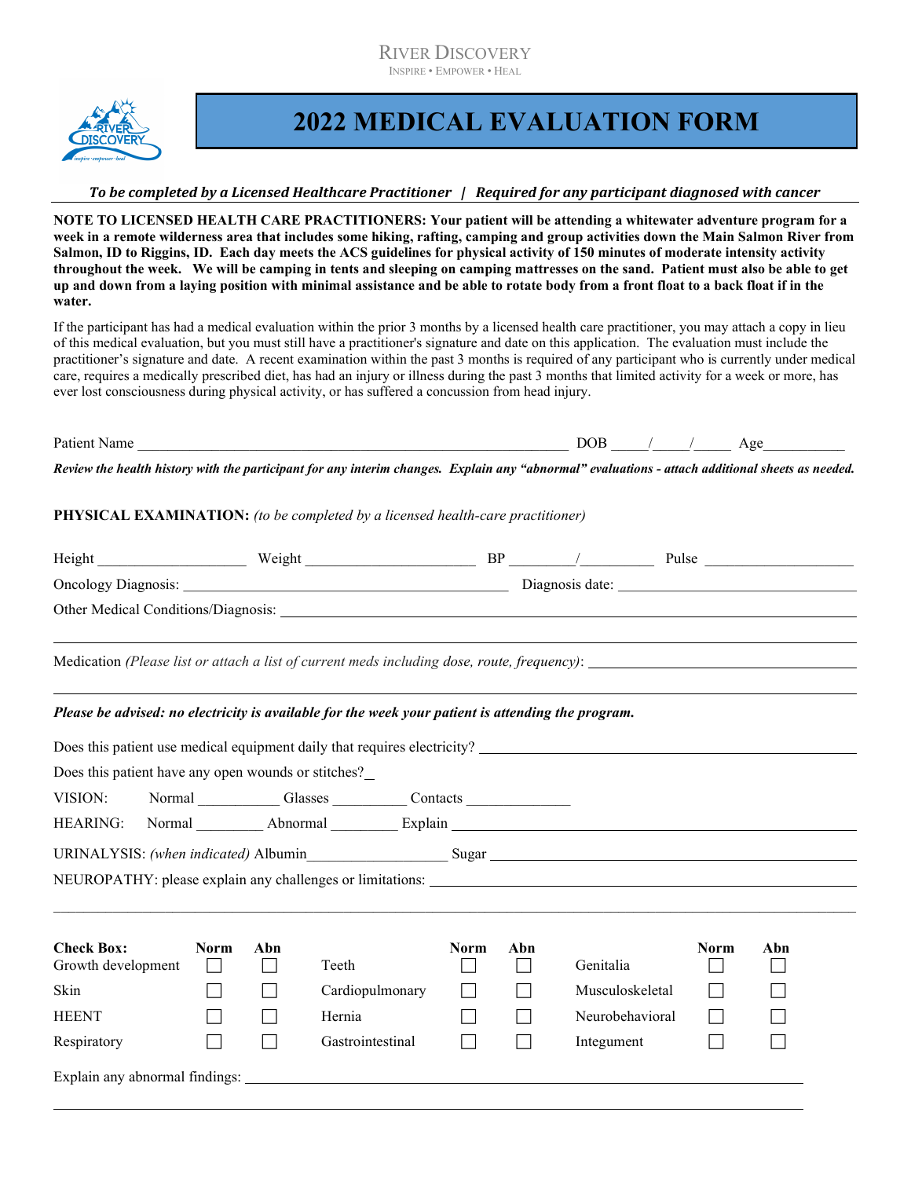RIVER DISCOVERY

INSPIRE • EMPOWER • HEAL

# 2022 MEDICAL EVALUATION FORM

***To be completed by a Licensed Healthcare Practitioner | Required for any participant diagnosed with cancer***

**NOTE TO LICENSED HEALTH CARE PRACTITIONERS: Your patient will be attending a whitewater adventure program for a week in a remote wilderness area that includes some hiking, rafting, camping and group activities down the Main Salmon River from Salmon, ID to Riggins, ID. Each day meets the ACS guidelines for physical activity of 150 minutes of moderate intensity activity throughout the week. We will be camping in tents and sleeping on camping mattresses on the sand. Patient must also be able to get up and down from a laying position with minimal assistance and be able to rotate body from a front float to a back float if in the water.**

If the participant has had a medical evaluation within the prior 3 months by a licensed health care practitioner, you may attach a copy in lieu of this medical evaluation, but you must still have a practitioner's signature and date on this application. The evaluation must include the practitioner's signature and date. A recent examination within the past 3 months is required of any participant who is currently under medical care, requires a medically prescribed diet, has had an injury or illness during the past 3 months that limited activity for a week or more, has ever lost consciousness during physical activity, or has suffered a concussion from head injury.

Patient Name ______________________________ DOB ____/____/____ Age__________

***Review the health history with the participant for any interim changes. Explain any "abnormal" evaluations - attach additional sheets as needed.***

**PHYSICAL EXAMINATION:** *(to be completed by a licensed health-care practitioner)*

Height __________________ Weight ____________________ BP ________/_________ Pulse ____________________

Oncology Diagnosis: ______________________________ Diagnosis date: ______________________________

Other Medical Conditions/Diagnosis: ______________________________

Medication *(Please list or attach a list of current meds including dose, route, frequency)*: ______________________________

***Please be advised: no electricity is available for the week your patient is attending the program.***

Does this patient use medical equipment daily that requires electricity? ______________________________

Does this patient have any open wounds or stitches?_

VISION: Normal __________ Glasses __________ Contacts ______________

HEARING: Normal _________ Abnormal _________ Explain ______________________________

URINALYSIS: *(when indicated)* Albumin__________________ Sugar ______________________________

NEUROPATHY: please explain any challenges or limitations: ______________________________

| **Check Box:** | **Norm** | **Abn** | | **Norm** | **Abn** | | **Norm** | **Abn** |
|---|---|---|---|---|---|---|---|---|
| Growth development | ☐ | ☐ | Teeth | ☐ | ☐ | Genitalia | ☐ | ☐ |
| Skin | ☐ | ☐ | Cardiopulmonary | ☐ | ☐ | Musculoskeletal | ☐ | ☐ |
| HEENT | ☐ | ☐ | Hernia | ☐ | ☐ | Neurobehavioral | ☐ | ☐ |
| Respiratory | ☐ | ☐ | Gastrointestinal | ☐ | ☐ | Integument | ☐ | ☐ |

Explain any abnormal findings: ______________________________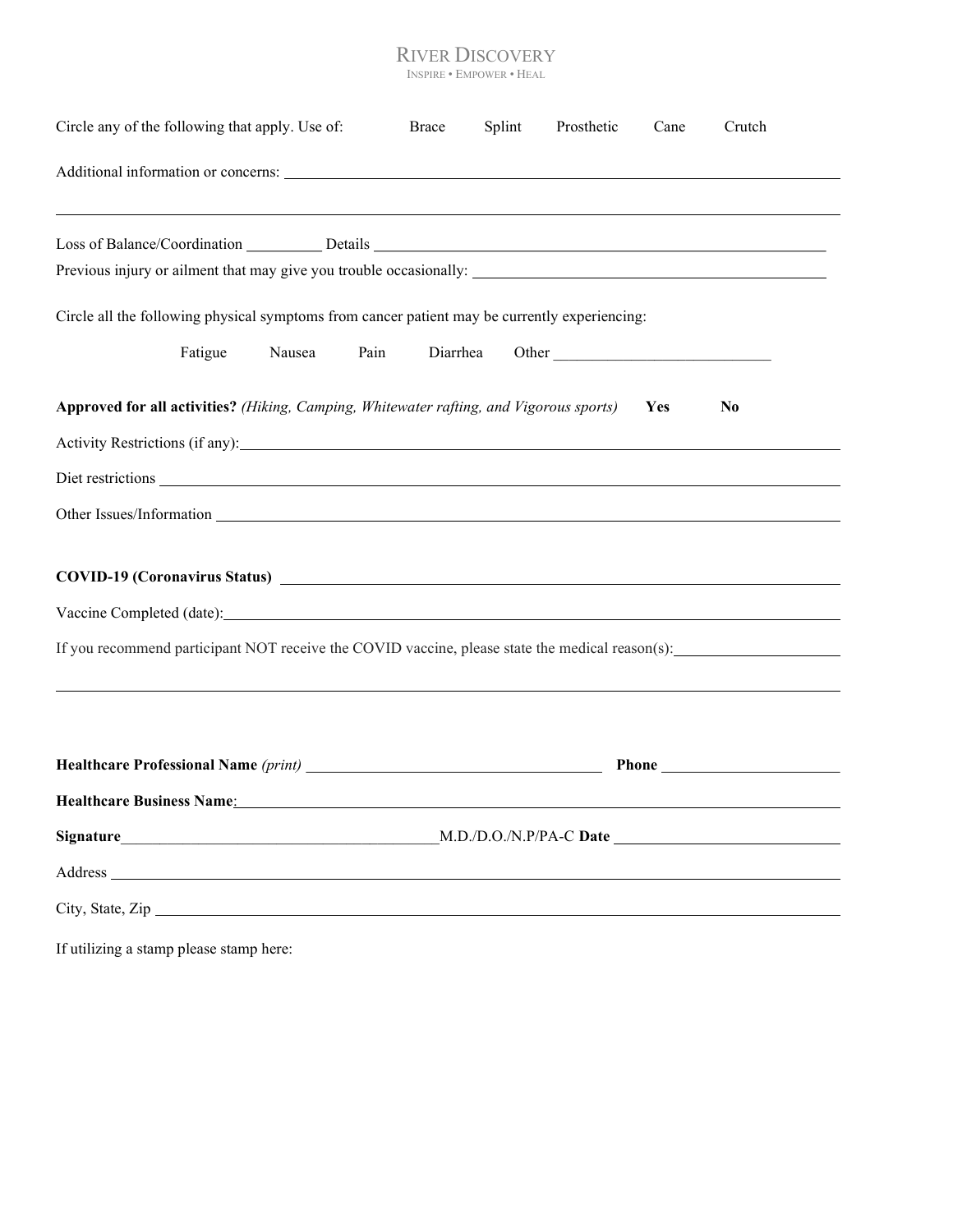RIVER DISCOVERY
INSPIRE • EMPOWER • HEAL

Circle any of the following that apply. Use of: Brace Splint Prosthetic Cane Crutch

Additional information or concerns: ____________________________________________

____________________________________________

Loss of Balance/Coordination __________ Details ____________________________________________

Previous injury or ailment that may give you trouble occasionally: ____________________________________________

Circle all the following physical symptoms from cancer patient may be currently experiencing:

Fatigue Nausea Pain Diarrhea Other ____________________________

**Approved for all activities?** *(Hiking, Camping, Whitewater rafting, and Vigorous sports)* **Yes** **No**

Activity Restrictions (if any): ____________________________________________

Diet restrictions ____________________________________________

Other Issues/Information ____________________________________________

**COVID-19 (Coronavirus Status)** ____________________________________________

Vaccine Completed (date): ____________________________________________

If you recommend participant NOT receive the COVID vaccine, please state the medical reason(s): ____________________

____________________________________________

**Healthcare Professional Name** *(print)* ______________________________________ **Phone** ________________________

**Healthcare Business Name**: ____________________________________________

**Signature** __________________________________________ M.D./D.O./N.P/PA-C **Date** ______________________________

Address ____________________________________________

City, State, Zip ____________________________________________

If utilizing a stamp please stamp here: